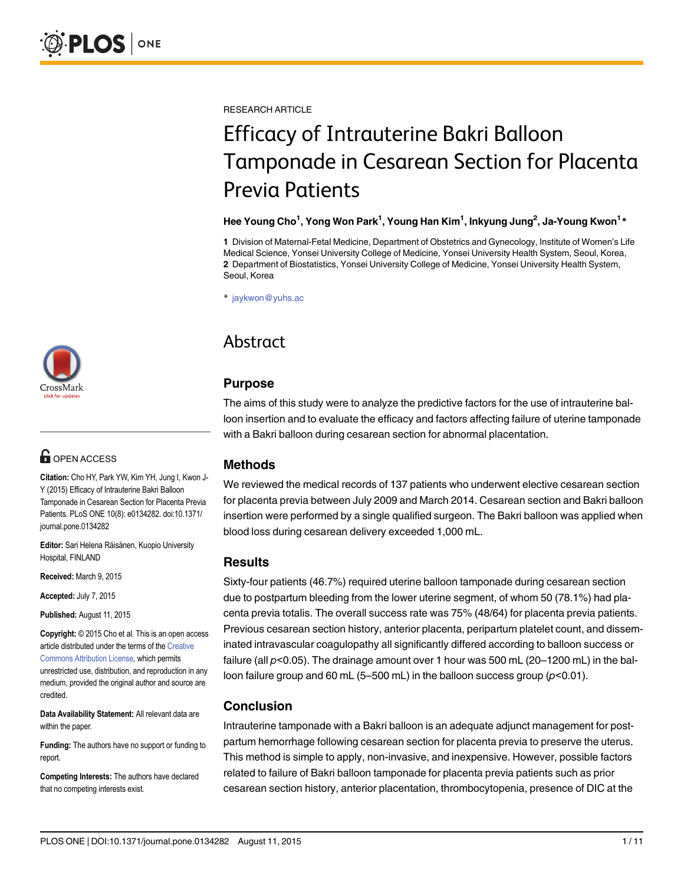RESEARCH ARTICLE

# Efficacy of Intrauterine Bakri Balloon Tamponade in Cesarean Section for Placenta Previa Patients

**Hee Young Cho[1], Yong Won Park[1], Young Han Kim[1], Inkyung Jung[2], Ja-Young Kwon[1]***

**1** Division of Maternal-Fetal Medicine, Department of Obstetrics and Gynecology, Institute of Women's Life Medical Science, Yonsei University College of Medicine, Yonsei University Health System, Seoul, Korea, **2** Department of Biostatistics, Yonsei University College of Medicine, Yonsei University Health System, Seoul, Korea

* jaykwon@yuhs.ac

OPEN ACCESS

**Citation:** Cho HY, Park YW, Kim YH, Jung I, Kwon J-Y (2015) Efficacy of Intrauterine Bakri Balloon Tamponade in Cesarean Section for Placenta Previa Patients. PLoS ONE 10(8): e0134282. doi:10.1371/journal.pone.0134282

**Editor:** Sari Helena Räisänen, Kuopio University Hospital, FINLAND

**Received:** March 9, 2015

**Accepted:** July 7, 2015

**Published:** August 11, 2015

**Copyright:** © 2015 Cho et al. This is an open access article distributed under the terms of the Creative Commons Attribution License, which permits unrestricted use, distribution, and reproduction in any medium, provided the original author and source are credited.

**Data Availability Statement:** All relevant data are within the paper.

**Funding:** The authors have no support or funding to report.

**Competing Interests:** The authors have declared that no competing interests exist.

## Abstract

### Purpose

The aims of this study were to analyze the predictive factors for the use of intrauterine balloon insertion and to evaluate the efficacy and factors affecting failure of uterine tamponade with a Bakri balloon during cesarean section for abnormal placentation.

### Methods

We reviewed the medical records of 137 patients who underwent elective cesarean section for placenta previa between July 2009 and March 2014. Cesarean section and Bakri balloon insertion were performed by a single qualified surgeon. The Bakri balloon was applied when blood loss during cesarean delivery exceeded 1,000 mL.

### Results

Sixty-four patients (46.7%) required uterine balloon tamponade during cesarean section due to postpartum bleeding from the lower uterine segment, of whom 50 (78.1%) had placenta previa totalis. The overall success rate was 75% (48/64) for placenta previa patients. Previous cesarean section history, anterior placenta, peripartum platelet count, and disseminated intravascular coagulopathy all significantly differed according to balloon success or failure (all $p<0.05$). The drainage amount over 1 hour was 500 mL (20–1200 mL) in the balloon failure group and 60 mL (5–500 mL) in the balloon success group ($p<0.01$).

### Conclusion

Intrauterine tamponade with a Bakri balloon is an adequate adjunct management for postpartum hemorrhage following cesarean section for placenta previa to preserve the uterus. This method is simple to apply, non-invasive, and inexpensive. However, possible factors related to failure of Bakri balloon tamponade for placenta previa patients such as prior cesarean section history, anterior placentation, thrombocytopenia, presence of DIC at the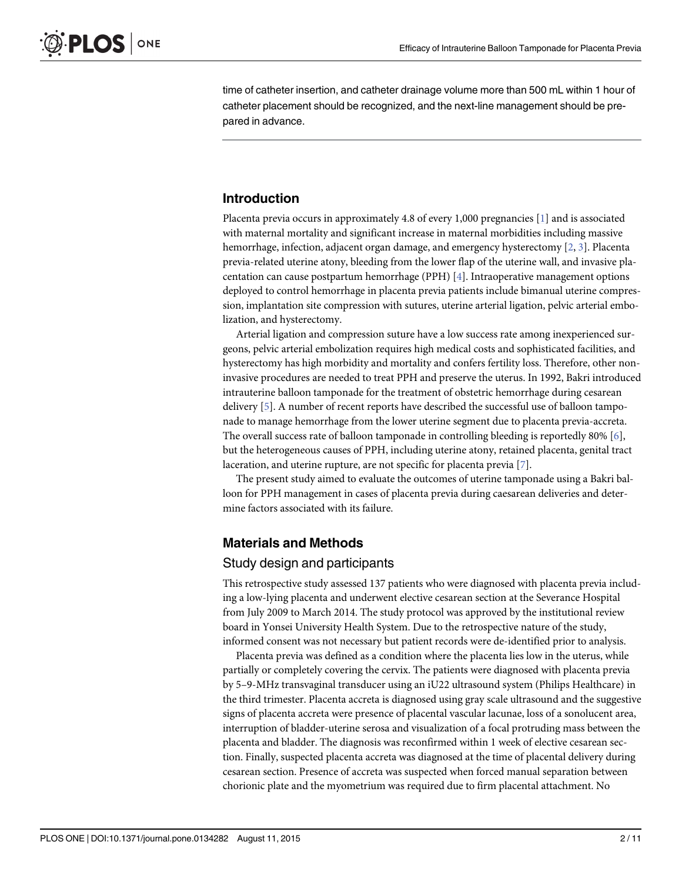time of catheter insertion, and catheter drainage volume more than 500 mL within 1 hour of catheter placement should be recognized, and the next-line management should be prepared in advance.

## Introduction

Placenta previa occurs in approximately 4.8 of every 1,000 pregnancies [1] and is associated with maternal mortality and significant increase in maternal morbidities including massive hemorrhage, infection, adjacent organ damage, and emergency hysterectomy [2, 3]. Placenta previa-related uterine atony, bleeding from the lower flap of the uterine wall, and invasive placentation can cause postpartum hemorrhage (PPH) [4]. Intraoperative management options deployed to control hemorrhage in placenta previa patients include bimanual uterine compression, implantation site compression with sutures, uterine arterial ligation, pelvic arterial embolization, and hysterectomy.

Arterial ligation and compression suture have a low success rate among inexperienced surgeons, pelvic arterial embolization requires high medical costs and sophisticated facilities, and hysterectomy has high morbidity and mortality and confers fertility loss. Therefore, other non-invasive procedures are needed to treat PPH and preserve the uterus. In 1992, Bakri introduced intrauterine balloon tamponade for the treatment of obstetric hemorrhage during cesarean delivery [5]. A number of recent reports have described the successful use of balloon tamponade to manage hemorrhage from the lower uterine segment due to placenta previa-accreta. The overall success rate of balloon tamponade in controlling bleeding is reportedly 80% [6], but the heterogeneous causes of PPH, including uterine atony, retained placenta, genital tract laceration, and uterine rupture, are not specific for placenta previa [7].

The present study aimed to evaluate the outcomes of uterine tamponade using a Bakri balloon for PPH management in cases of placenta previa during caesarean deliveries and determine factors associated with its failure.

## Materials and Methods

### Study design and participants

This retrospective study assessed 137 patients who were diagnosed with placenta previa including a low-lying placenta and underwent elective cesarean section at the Severance Hospital from July 2009 to March 2014. The study protocol was approved by the institutional review board in Yonsei University Health System. Due to the retrospective nature of the study, informed consent was not necessary but patient records were de-identified prior to analysis.

Placenta previa was defined as a condition where the placenta lies low in the uterus, while partially or completely covering the cervix. The patients were diagnosed with placenta previa by 5–9-MHz transvaginal transducer using an iU22 ultrasound system (Philips Healthcare) in the third trimester. Placenta accreta is diagnosed using gray scale ultrasound and the suggestive signs of placenta accreta were presence of placental vascular lacunae, loss of a sonolucent area, interruption of bladder-uterine serosa and visualization of a focal protruding mass between the placenta and bladder. The diagnosis was reconfirmed within 1 week of elective cesarean section. Finally, suspected placenta accreta was diagnosed at the time of placental delivery during cesarean section. Presence of accreta was suspected when forced manual separation between chorionic plate and the myometrium was required due to firm placental attachment. No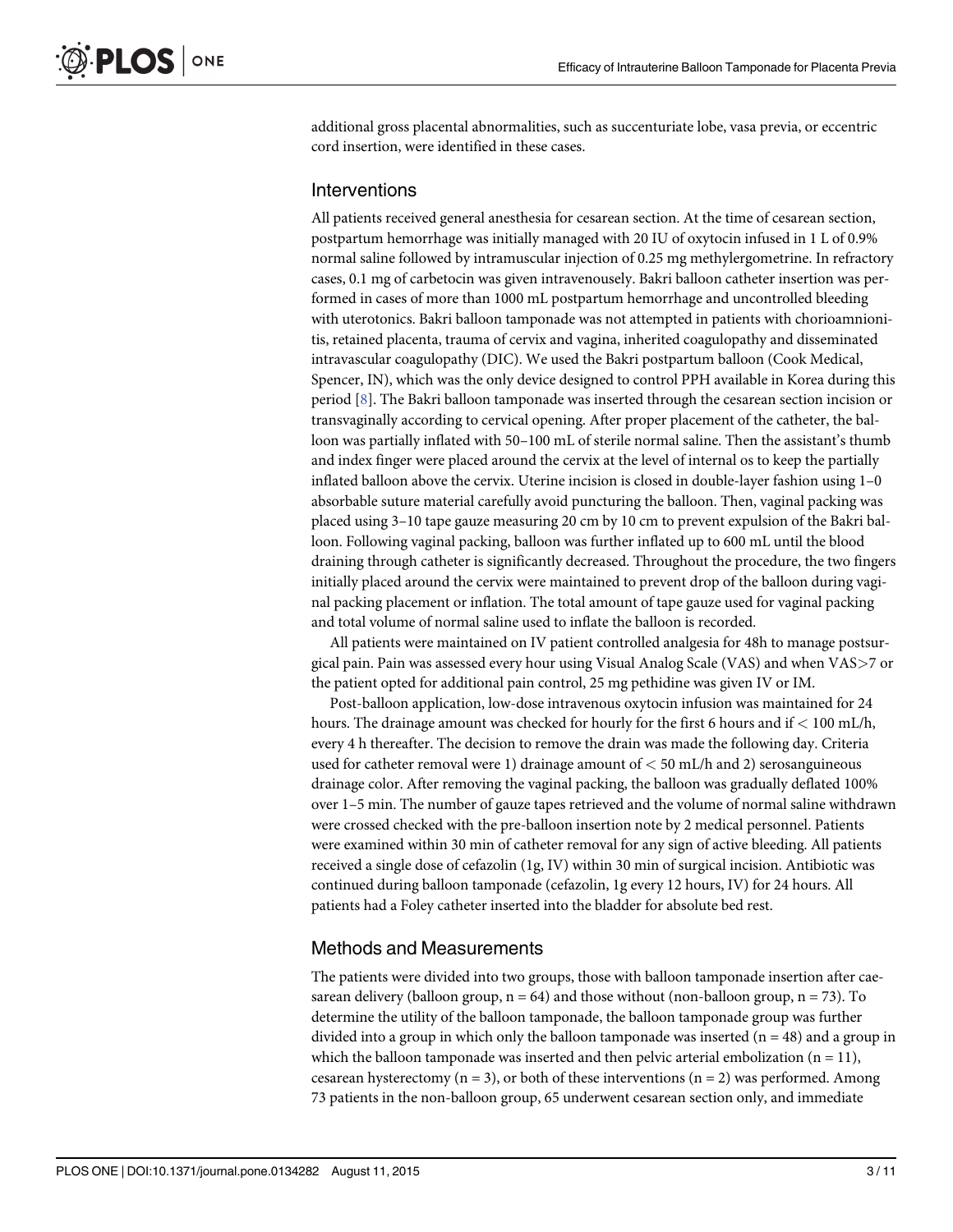additional gross placental abnormalities, such as succenturiate lobe, vasa previa, or eccentric cord insertion, were identified in these cases.

## Interventions

All patients received general anesthesia for cesarean section. At the time of cesarean section, postpartum hemorrhage was initially managed with 20 IU of oxytocin infused in 1 L of 0.9% normal saline followed by intramuscular injection of 0.25 mg methylergometrine. In refractory cases, 0.1 mg of carbetocin was given intravenousely. Bakri balloon catheter insertion was performed in cases of more than 1000 mL postpartum hemorrhage and uncontrolled bleeding with uterotonics. Bakri balloon tamponade was not attempted in patients with chorioamnionitis, retained placenta, trauma of cervix and vagina, inherited coagulopathy and disseminated intravascular coagulopathy (DIC). We used the Bakri postpartum balloon (Cook Medical, Spencer, IN), which was the only device designed to control PPH available in Korea during this period [8]. The Bakri balloon tamponade was inserted through the cesarean section incision or transvaginally according to cervical opening. After proper placement of the catheter, the balloon was partially inflated with 50–100 mL of sterile normal saline. Then the assistant's thumb and index finger were placed around the cervix at the level of internal os to keep the partially inflated balloon above the cervix. Uterine incision is closed in double-layer fashion using 1–0 absorbable suture material carefully avoid puncturing the balloon. Then, vaginal packing was placed using 3–10 tape gauze measuring 20 cm by 10 cm to prevent expulsion of the Bakri balloon. Following vaginal packing, balloon was further inflated up to 600 mL until the blood draining through catheter is significantly decreased. Throughout the procedure, the two fingers initially placed around the cervix were maintained to prevent drop of the balloon during vaginal packing placement or inflation. The total amount of tape gauze used for vaginal packing and total volume of normal saline used to inflate the balloon is recorded.

All patients were maintained on IV patient controlled analgesia for 48h to manage postsurgical pain. Pain was assessed every hour using Visual Analog Scale (VAS) and when VAS>7 or the patient opted for additional pain control, 25 mg pethidine was given IV or IM.

Post-balloon application, low-dose intravenous oxytocin infusion was maintained for 24 hours. The drainage amount was checked for hourly for the first 6 hours and if < 100 mL/h, every 4 h thereafter. The decision to remove the drain was made the following day. Criteria used for catheter removal were 1) drainage amount of < 50 mL/h and 2) serosanguineous drainage color. After removing the vaginal packing, the balloon was gradually deflated 100% over 1–5 min. The number of gauze tapes retrieved and the volume of normal saline withdrawn were crossed checked with the pre-balloon insertion note by 2 medical personnel. Patients were examined within 30 min of catheter removal for any sign of active bleeding. All patients received a single dose of cefazolin (1g, IV) within 30 min of surgical incision. Antibiotic was continued during balloon tamponade (cefazolin, 1g every 12 hours, IV) for 24 hours. All patients had a Foley catheter inserted into the bladder for absolute bed rest.

## Methods and Measurements

The patients were divided into two groups, those with balloon tamponade insertion after caesarean delivery (balloon group, n = 64) and those without (non-balloon group, n = 73). To determine the utility of the balloon tamponade, the balloon tamponade group was further divided into a group in which only the balloon tamponade was inserted (n = 48) and a group in which the balloon tamponade was inserted and then pelvic arterial embolization (n = 11), cesarean hysterectomy (n = 3), or both of these interventions (n = 2) was performed. Among 73 patients in the non-balloon group, 65 underwent cesarean section only, and immediate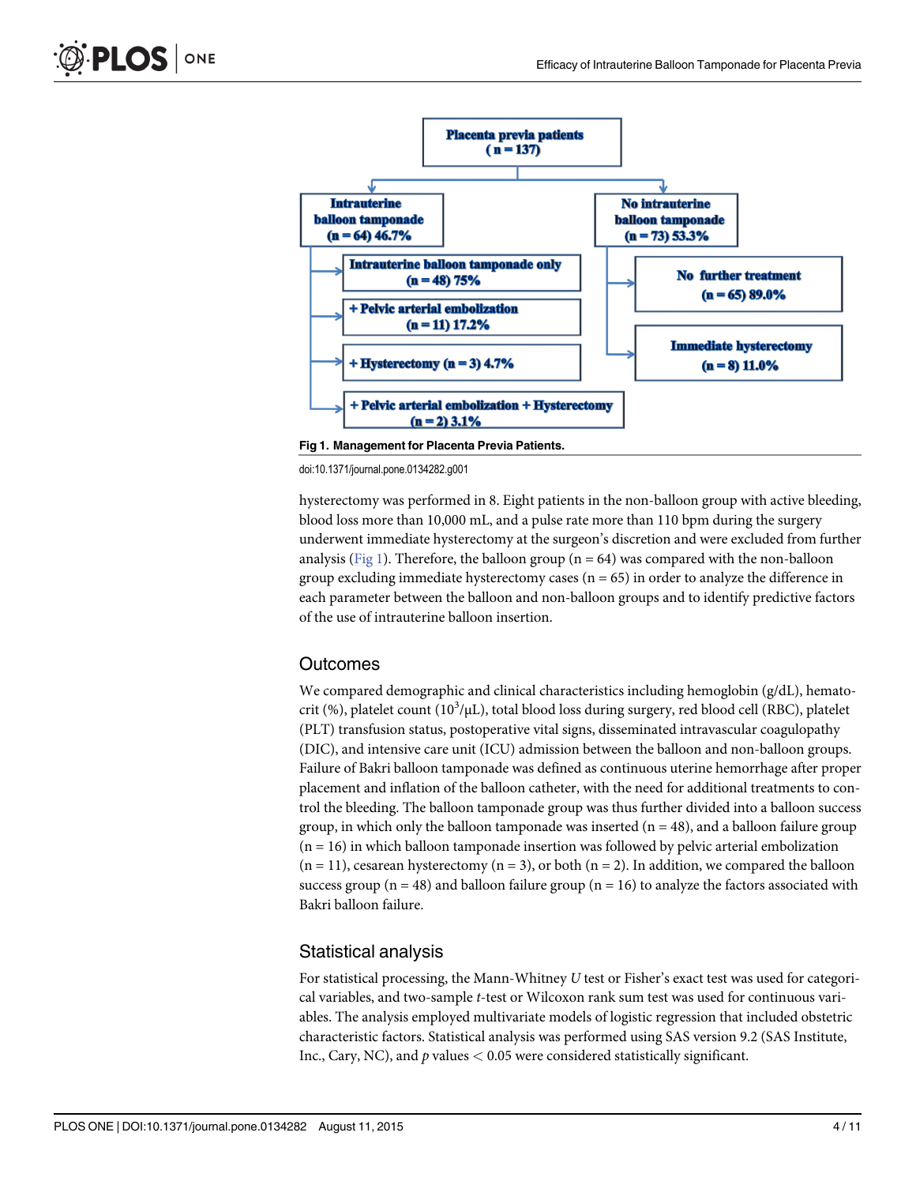Placenta previa patients
(n = 137)

Intrauterine balloon tamponade
(n = 64) 46.7%

- Intrauterine balloon tamponade only (n = 48) 75%
- + Pelvic arterial embolization (n = 11) 17.2%
- + Hysterectomy (n = 3) 4.7%
- + Pelvic arterial embolization + Hysterectomy (n = 2) 3.1%

No intrauterine balloon tamponade
(n = 73) 53.3%

- No further treatment (n = 65) 89.0%
- Immediate hysterectomy (n = 8) 11.0%

**Fig 1. Management for Placenta Previa Patients.**

doi:10.1371/journal.pone.0134282.g001

hysterectomy was performed in 8. Eight patients in the non-balloon group with active bleeding, blood loss more than 10,000 mL, and a pulse rate more than 110 bpm during the surgery underwent immediate hysterectomy at the surgeon's discretion and were excluded from further analysis (Fig 1). Therefore, the balloon group (n = 64) was compared with the non-balloon group excluding immediate hysterectomy cases (n = 65) in order to analyze the difference in each parameter between the balloon and non-balloon groups and to identify predictive factors of the use of intrauterine balloon insertion.

## Outcomes

We compared demographic and clinical characteristics including hemoglobin (g/dL), hematocrit (%), platelet count ($10^3/\mu L$), total blood loss during surgery, red blood cell (RBC), platelet (PLT) transfusion status, postoperative vital signs, disseminated intravascular coagulopathy (DIC), and intensive care unit (ICU) admission between the balloon and non-balloon groups. Failure of Bakri balloon tamponade was defined as continuous uterine hemorrhage after proper placement and inflation of the balloon catheter, with the need for additional treatments to control the bleeding. The balloon tamponade group was thus further divided into a balloon success group, in which only the balloon tamponade was inserted (n = 48), and a balloon failure group (n = 16) in which balloon tamponade insertion was followed by pelvic arterial embolization (n = 11), cesarean hysterectomy (n = 3), or both (n = 2). In addition, we compared the balloon success group (n = 48) and balloon failure group (n = 16) to analyze the factors associated with Bakri balloon failure.

## Statistical analysis

For statistical processing, the Mann-Whitney *U* test or Fisher's exact test was used for categorical variables, and two-sample *t*-test or Wilcoxon rank sum test was used for continuous variables. The analysis employed multivariate models of logistic regression that included obstetric characteristic factors. Statistical analysis was performed using SAS version 9.2 (SAS Institute, Inc., Cary, NC), and *p* values $< 0.05$ were considered statistically significant.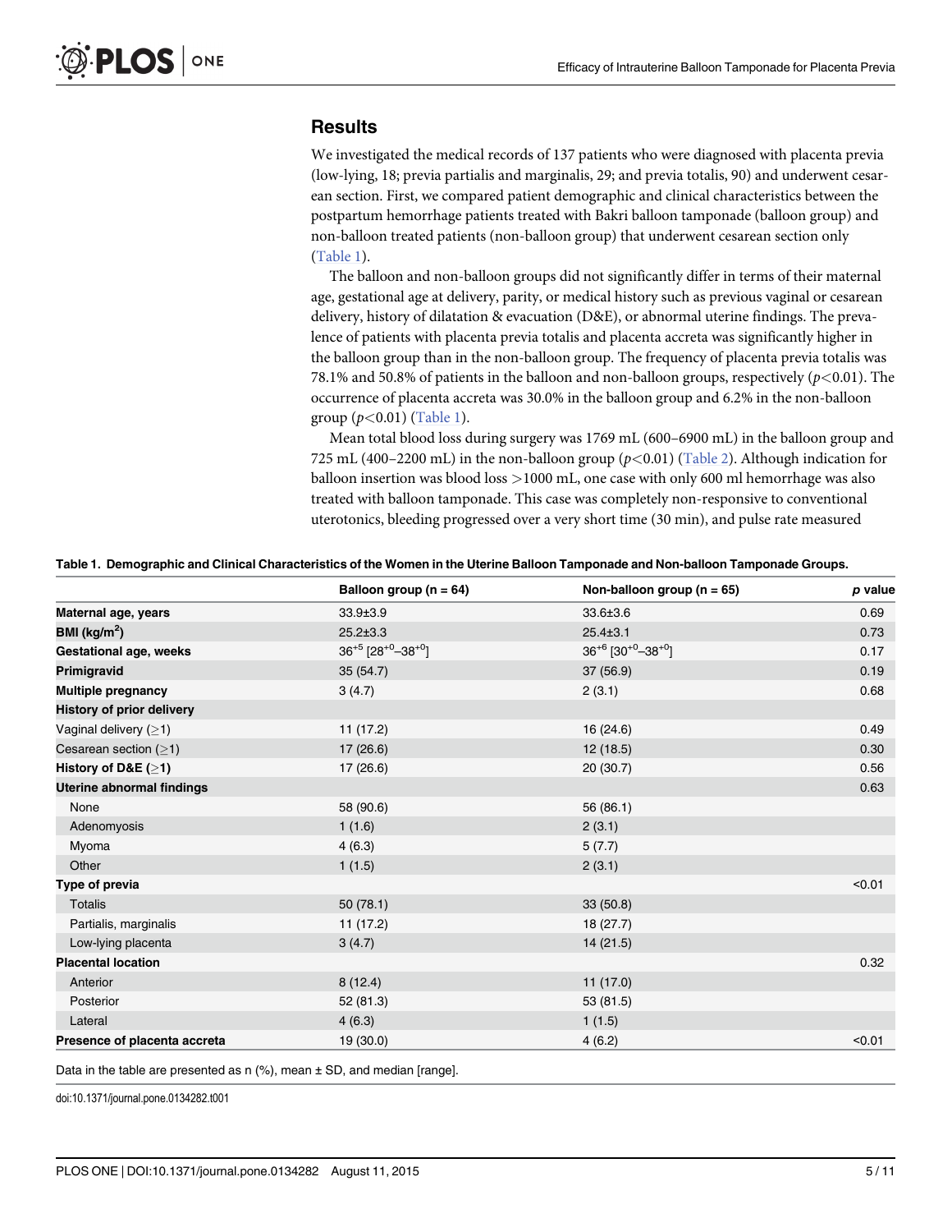## Results

We investigated the medical records of 137 patients who were diagnosed with placenta previa (low-lying, 18; previa partialis and marginalis, 29; and previa totalis, 90) and underwent cesarean section. First, we compared patient demographic and clinical characteristics between the postpartum hemorrhage patients treated with Bakri balloon tamponade (balloon group) and non-balloon treated patients (non-balloon group) that underwent cesarean section only (Table 1).

The balloon and non-balloon groups did not significantly differ in terms of their maternal age, gestational age at delivery, parity, or medical history such as previous vaginal or cesarean delivery, history of dilatation & evacuation (D&E), or abnormal uterine findings. The prevalence of patients with placenta previa totalis and placenta accreta was significantly higher in the balloon group than in the non-balloon group. The frequency of placenta previa totalis was 78.1% and 50.8% of patients in the balloon and non-balloon groups, respectively ($p<0.01$). The occurrence of placenta accreta was 30.0% in the balloon group and 6.2% in the non-balloon group ($p<0.01$) (Table 1).

Mean total blood loss during surgery was 1769 mL (600–6900 mL) in the balloon group and 725 mL (400–2200 mL) in the non-balloon group ($p<0.01$) (Table 2). Although indication for balloon insertion was blood loss >1000 mL, one case with only 600 ml hemorrhage was also treated with balloon tamponade. This case was completely non-responsive to conventional uterotonics, bleeding progressed over a very short time (30 min), and pulse rate measured

**Table 1. Demographic and Clinical Characteristics of the Women in the Uterine Balloon Tamponade and Non-balloon Tamponade Groups.**

| | Balloon group (n = 64) | Non-balloon group (n = 65) | *p* value |
|---|---|---|---|
| **Maternal age, years** | 33.9±3.9 | 33.6±3.6 | 0.69 |
| **BMI (kg/m$^2$)** | 25.2±3.3 | 25.4±3.1 | 0.73 |
| **Gestational age, weeks** | $36^{+5}$ [$28^{+0}$–$38^{+0}$] | $36^{+6}$ [$30^{+0}$–$38^{+0}$] | 0.17 |
| **Primigravid** | 35 (54.7) | 37 (56.9) | 0.19 |
| **Multiple pregnancy** | 3 (4.7) | 2 (3.1) | 0.68 |
| **History of prior delivery** | | | |
| Vaginal delivery (≥1) | 11 (17.2) | 16 (24.6) | 0.49 |
| Cesarean section (≥1) | 17 (26.6) | 12 (18.5) | 0.30 |
| **History of D&E (≥1)** | 17 (26.6) | 20 (30.7) | 0.56 |
| **Uterine abnormal findings** | | | 0.63 |
| None | 58 (90.6) | 56 (86.1) | |
| Adenomyosis | 1 (1.6) | 2 (3.1) | |
| Myoma | 4 (6.3) | 5 (7.7) | |
| Other | 1 (1.5) | 2 (3.1) | |
| **Type of previa** | | | <0.01 |
| Totalis | 50 (78.1) | 33 (50.8) | |
| Partialis, marginalis | 11 (17.2) | 18 (27.7) | |
| Low-lying placenta | 3 (4.7) | 14 (21.5) | |
| **Placental location** | | | 0.32 |
| Anterior | 8 (12.4) | 11 (17.0) | |
| Posterior | 52 (81.3) | 53 (81.5) | |
| Lateral | 4 (6.3) | 1 (1.5) | |
| **Presence of placenta accreta** | 19 (30.0) | 4 (6.2) | <0.01 |

Data in the table are presented as n (%), mean ± SD, and median [range].

doi:10.1371/journal.pone.0134282.t001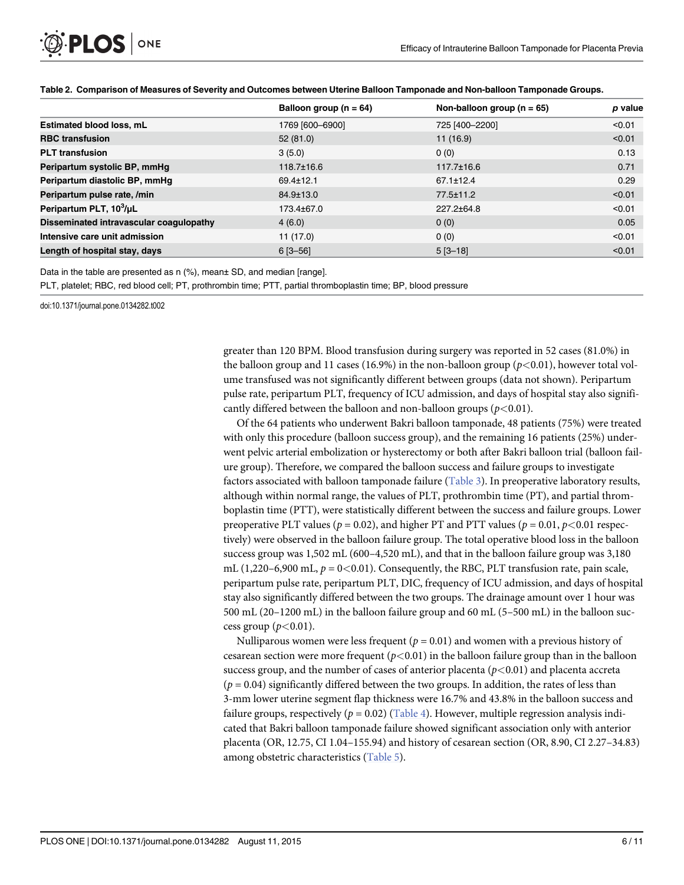**Table 2. Comparison of Measures of Severity and Outcomes between Uterine Balloon Tamponade and Non-balloon Tamponade Groups.**

| | Balloon group (n = 64) | Non-balloon group (n = 65) | *p* value |
|---|---|---|---|
| **Estimated blood loss, mL** | 1769 [600–6900] | 725 [400–2200] | <0.01 |
| **RBC transfusion** | 52 (81.0) | 11 (16.9) | <0.01 |
| **PLT transfusion** | 3 (5.0) | 0 (0) | 0.13 |
| **Peripartum systolic BP, mmHg** | 118.7±16.6 | 117.7±16.6 | 0.71 |
| **Peripartum diastolic BP, mmHg** | 69.4±12.1 | 67.1±12.4 | 0.29 |
| **Peripartum pulse rate, /min** | 84.9±13.0 | 77.5±11.2 | <0.01 |
| **Peripartum PLT, $10^3$/μL** | 173.4±67.0 | 227.2±64.8 | <0.01 |
| **Disseminated intravascular coagulopathy** | 4 (6.0) | 0 (0) | 0.05 |
| **Intensive care unit admission** | 11 (17.0) | 0 (0) | <0.01 |
| **Length of hospital stay, days** | 6 [3–56] | 5 [3–18] | <0.01 |

Data in the table are presented as n (%), mean± SD, and median [range].

PLT, platelet; RBC, red blood cell; PT, prothrombin time; PTT, partial thromboplastin time; BP, blood pressure

doi:10.1371/journal.pone.0134282.t002

greater than 120 BPM. Blood transfusion during surgery was reported in 52 cases (81.0%) in the balloon group and 11 cases (16.9%) in the non-balloon group ($p<0.01$), however total volume transfused was not significantly different between groups (data not shown). Peripartum pulse rate, peripartum PLT, frequency of ICU admission, and days of hospital stay also significantly differed between the balloon and non-balloon groups ($p<0.01$).

Of the 64 patients who underwent Bakri balloon tamponade, 48 patients (75%) were treated with only this procedure (balloon success group), and the remaining 16 patients (25%) underwent pelvic arterial embolization or hysterectomy or both after Bakri balloon trial (balloon failure group). Therefore, we compared the balloon success and failure groups to investigate factors associated with balloon tamponade failure (Table 3). In preoperative laboratory results, although within normal range, the values of PLT, prothrombin time (PT), and partial thromboplastin time (PTT), were statistically different between the success and failure groups. Lower preoperative PLT values ($p = 0.02$), and higher PT and PTT values ($p = 0.01$, $p<0.01$ respectively) were observed in the balloon failure group. The total operative blood loss in the balloon success group was 1,502 mL (600–4,520 mL), and that in the balloon failure group was 3,180 mL (1,220–6,900 mL, $p = 0<0.01$). Consequently, the RBC, PLT transfusion rate, pain scale, peripartum pulse rate, peripartum PLT, DIC, frequency of ICU admission, and days of hospital stay also significantly differed between the two groups. The drainage amount over 1 hour was 500 mL (20–1200 mL) in the balloon failure group and 60 mL (5–500 mL) in the balloon success group ($p<0.01$).

Nulliparous women were less frequent ($p = 0.01$) and women with a previous history of cesarean section were more frequent ($p<0.01$) in the balloon failure group than in the balloon success group, and the number of cases of anterior placenta ($p<0.01$) and placenta accreta ($p = 0.04$) significantly differed between the two groups. In addition, the rates of less than 3-mm lower uterine segment flap thickness were 16.7% and 43.8% in the balloon success and failure groups, respectively ($p = 0.02$) (Table 4). However, multiple regression analysis indicated that Bakri balloon tamponade failure showed significant association only with anterior placenta (OR, 12.75, CI 1.04–155.94) and history of cesarean section (OR, 8.90, CI 2.27–34.83) among obstetric characteristics (Table 5).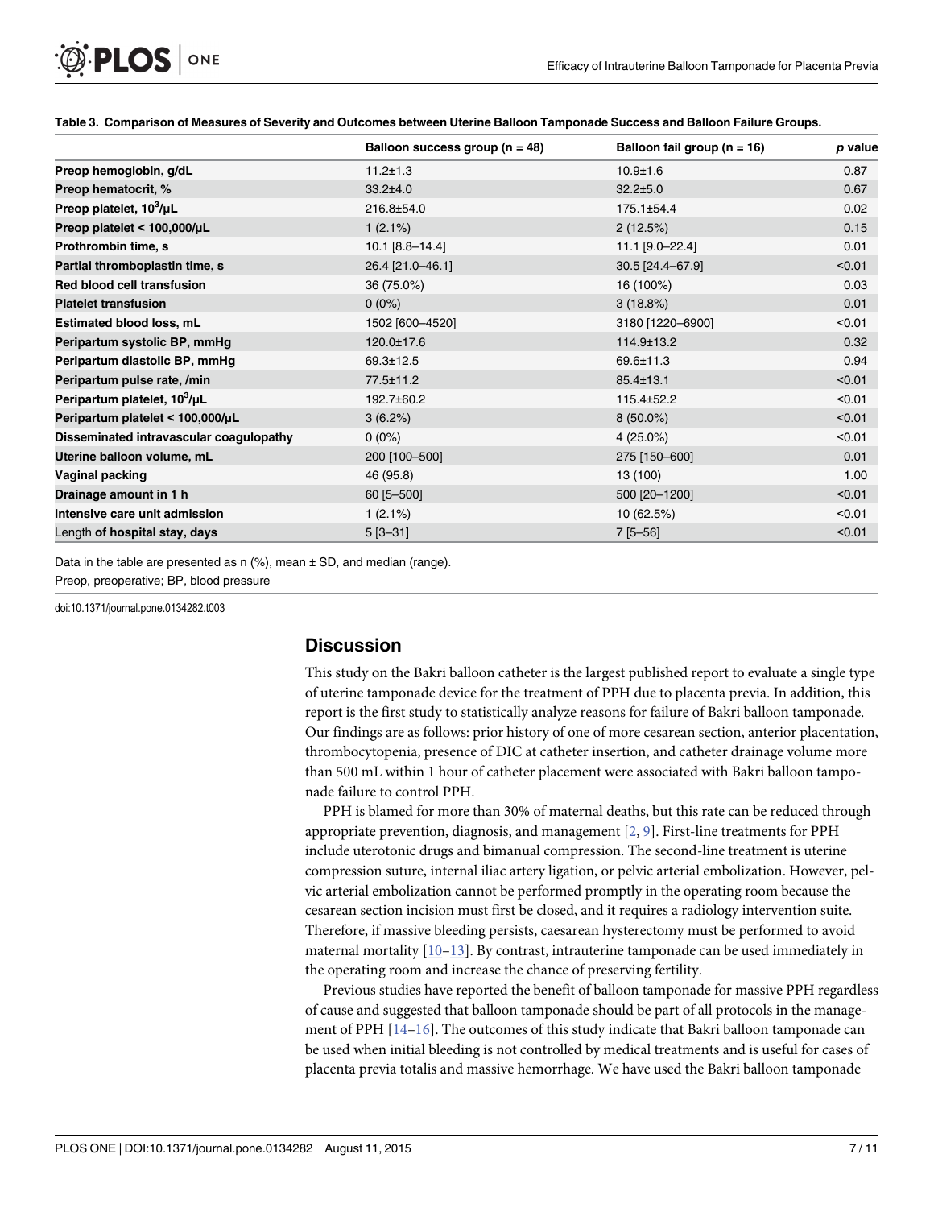**Table 3. Comparison of Measures of Severity and Outcomes between Uterine Balloon Tamponade Success and Balloon Failure Groups.**

| | Balloon success group (n = 48) | Balloon fail group (n = 16) | *p* value |
|---|---|---|---|
| **Preop hemoglobin, g/dL** | 11.2±1.3 | 10.9±1.6 | 0.87 |
| **Preop hematocrit, %** | 33.2±4.0 | 32.2±5.0 | 0.67 |
| **Preop platelet, $10^3$/μL** | 216.8±54.0 | 175.1±54.4 | 0.02 |
| **Preop platelet < 100,000/μL** | 1 (2.1%) | 2 (12.5%) | 0.15 |
| **Prothrombin time, s** | 10.1 [8.8–14.4] | 11.1 [9.0–22.4] | 0.01 |
| **Partial thromboplastin time, s** | 26.4 [21.0–46.1] | 30.5 [24.4–67.9] | <0.01 |
| **Red blood cell transfusion** | 36 (75.0%) | 16 (100%) | 0.03 |
| **Platelet transfusion** | 0 (0%) | 3 (18.8%) | 0.01 |
| **Estimated blood loss, mL** | 1502 [600–4520] | 3180 [1220–6900] | <0.01 |
| **Peripartum systolic BP, mmHg** | 120.0±17.6 | 114.9±13.2 | 0.32 |
| **Peripartum diastolic BP, mmHg** | 69.3±12.5 | 69.6±11.3 | 0.94 |
| **Peripartum pulse rate, /min** | 77.5±11.2 | 85.4±13.1 | <0.01 |
| **Peripartum platelet, $10^3$/μL** | 192.7±60.2 | 115.4±52.2 | <0.01 |
| **Peripartum platelet < 100,000/μL** | 3 (6.2%) | 8 (50.0%) | <0.01 |
| **Disseminated intravascular coagulopathy** | 0 (0%) | 4 (25.0%) | <0.01 |
| **Uterine balloon volume, mL** | 200 [100–500] | 275 [150–600] | 0.01 |
| **Vaginal packing** | 46 (95.8) | 13 (100) | 1.00 |
| **Drainage amount in 1 h** | 60 [5–500] | 500 [20–1200] | <0.01 |
| **Intensive care unit admission** | 1 (2.1%) | 10 (62.5%) | <0.01 |
| Length **of hospital stay, days** | 5 [3–31] | 7 [5–56] | <0.01 |

Data in the table are presented as n (%), mean ± SD, and median (range).

Preop, preoperative; BP, blood pressure

doi:10.1371/journal.pone.0134282.t003

## Discussion

This study on the Bakri balloon catheter is the largest published report to evaluate a single type of uterine tamponade device for the treatment of PPH due to placenta previa. In addition, this report is the first study to statistically analyze reasons for failure of Bakri balloon tamponade. Our findings are as follows: prior history of one of more cesarean section, anterior placentation, thrombocytopenia, presence of DIC at catheter insertion, and catheter drainage volume more than 500 mL within 1 hour of catheter placement were associated with Bakri balloon tamponade failure to control PPH.

PPH is blamed for more than 30% of maternal deaths, but this rate can be reduced through appropriate prevention, diagnosis, and management [2, 9]. First-line treatments for PPH include uterotonic drugs and bimanual compression. The second-line treatment is uterine compression suture, internal iliac artery ligation, or pelvic arterial embolization. However, pelvic arterial embolization cannot be performed promptly in the operating room because the cesarean section incision must first be closed, and it requires a radiology intervention suite. Therefore, if massive bleeding persists, caesarean hysterectomy must be performed to avoid maternal mortality [10–13]. By contrast, intrauterine tamponade can be used immediately in the operating room and increase the chance of preserving fertility.

Previous studies have reported the benefit of balloon tamponade for massive PPH regardless of cause and suggested that balloon tamponade should be part of all protocols in the management of PPH [14–16]. The outcomes of this study indicate that Bakri balloon tamponade can be used when initial bleeding is not controlled by medical treatments and is useful for cases of placenta previa totalis and massive hemorrhage. We have used the Bakri balloon tamponade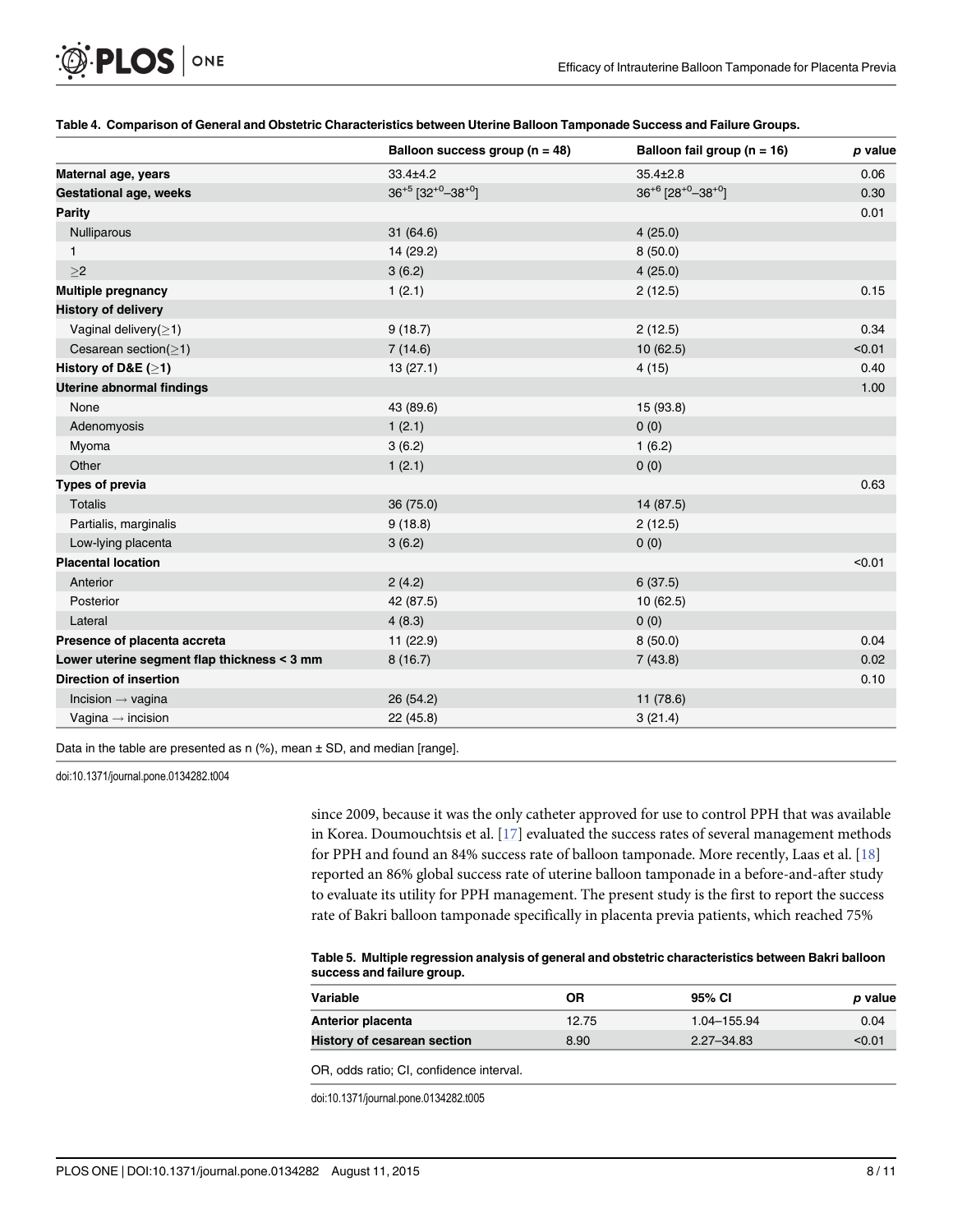**Table 4. Comparison of General and Obstetric Characteristics between Uterine Balloon Tamponade Success and Failure Groups.**

| | Balloon success group (n = 48) | Balloon fail group (n = 16) | *p* value |
|---|---|---|---|
| **Maternal age, years** | 33.4±4.2 | 35.4±2.8 | 0.06 |
| **Gestational age, weeks** | $36^{+5}$ [$32^{+0}$–$38^{+0}$] | $36^{+6}$ [$28^{+0}$–$38^{+0}$] | 0.30 |
| **Parity** | | | 0.01 |
| Nulliparous | 31 (64.6) | 4 (25.0) | |
| 1 | 14 (29.2) | 8 (50.0) | |
| ≥2 | 3 (6.2) | 4 (25.0) | |
| **Multiple pregnancy** | 1 (2.1) | 2 (12.5) | 0.15 |
| **History of delivery** | | | |
| Vaginal delivery(≥1) | 9 (18.7) | 2 (12.5) | 0.34 |
| Cesarean section(≥1) | 7 (14.6) | 10 (62.5) | <0.01 |
| **History of D&E (≥1)** | 13 (27.1) | 4 (15) | 0.40 |
| **Uterine abnormal findings** | | | 1.00 |
| None | 43 (89.6) | 15 (93.8) | |
| Adenomyosis | 1 (2.1) | 0 (0) | |
| Myoma | 3 (6.2) | 1 (6.2) | |
| Other | 1 (2.1) | 0 (0) | |
| **Types of previa** | | | 0.63 |
| Totalis | 36 (75.0) | 14 (87.5) | |
| Partialis, marginalis | 9 (18.8) | 2 (12.5) | |
| Low-lying placenta | 3 (6.2) | 0 (0) | |
| **Placental location** | | | <0.01 |
| Anterior | 2 (4.2) | 6 (37.5) | |
| Posterior | 42 (87.5) | 10 (62.5) | |
| Lateral | 4 (8.3) | 0 (0) | |
| **Presence of placenta accreta** | 11 (22.9) | 8 (50.0) | 0.04 |
| **Lower uterine segment flap thickness < 3 mm** | 8 (16.7) | 7 (43.8) | 0.02 |
| **Direction of insertion** | | | 0.10 |
| Incision → vagina | 26 (54.2) | 11 (78.6) | |
| Vagina → incision | 22 (45.8) | 3 (21.4) | |

Data in the table are presented as n (%), mean ± SD, and median [range].

doi:10.1371/journal.pone.0134282.t004

since 2009, because it was the only catheter approved for use to control PPH that was available in Korea. Doumouchtsis et al. [17] evaluated the success rates of several management methods for PPH and found an 84% success rate of balloon tamponade. More recently, Laas et al. [18] reported an 86% global success rate of uterine balloon tamponade in a before-and-after study to evaluate its utility for PPH management. The present study is the first to report the success rate of Bakri balloon tamponade specifically in placenta previa patients, which reached 75%

**Table 5. Multiple regression analysis of general and obstetric characteristics between Bakri balloon success and failure group.**

| Variable | OR | 95% CI | *p* value |
|---|---|---|---|
| **Anterior placenta** | 12.75 | 1.04–155.94 | 0.04 |
| **History of cesarean section** | 8.90 | 2.27–34.83 | <0.01 |

OR, odds ratio; CI, confidence interval.

doi:10.1371/journal.pone.0134282.t005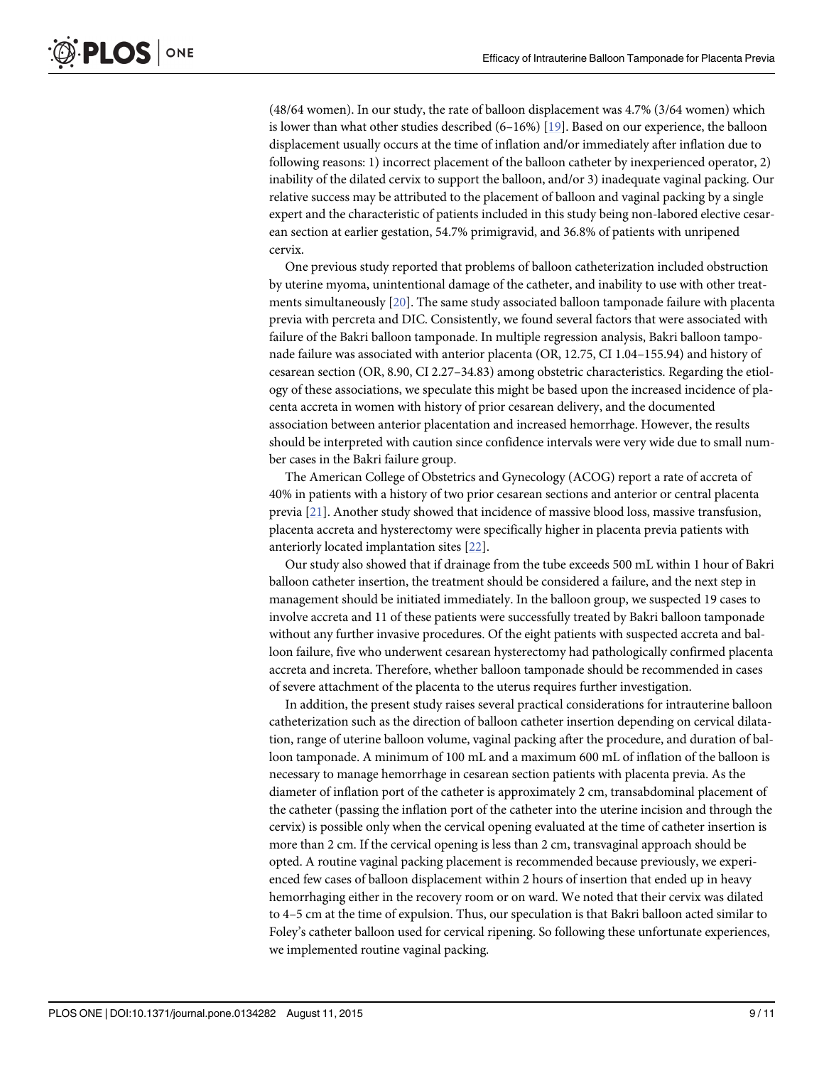(48/64 women). In our study, the rate of balloon displacement was 4.7% (3/64 women) which is lower than what other studies described (6–16%) [19]. Based on our experience, the balloon displacement usually occurs at the time of inflation and/or immediately after inflation due to following reasons: 1) incorrect placement of the balloon catheter by inexperienced operator, 2) inability of the dilated cervix to support the balloon, and/or 3) inadequate vaginal packing. Our relative success may be attributed to the placement of balloon and vaginal packing by a single expert and the characteristic of patients included in this study being non-labored elective cesarean section at earlier gestation, 54.7% primigravid, and 36.8% of patients with unripened cervix.

One previous study reported that problems of balloon catheterization included obstruction by uterine myoma, unintentional damage of the catheter, and inability to use with other treatments simultaneously [20]. The same study associated balloon tamponade failure with placenta previa with percreta and DIC. Consistently, we found several factors that were associated with failure of the Bakri balloon tamponade. In multiple regression analysis, Bakri balloon tamponade failure was associated with anterior placenta (OR, 12.75, CI 1.04–155.94) and history of cesarean section (OR, 8.90, CI 2.27–34.83) among obstetric characteristics. Regarding the etiology of these associations, we speculate this might be based upon the increased incidence of placenta accreta in women with history of prior cesarean delivery, and the documented association between anterior placentation and increased hemorrhage. However, the results should be interpreted with caution since confidence intervals were very wide due to small number cases in the Bakri failure group.

The American College of Obstetrics and Gynecology (ACOG) report a rate of accreta of 40% in patients with a history of two prior cesarean sections and anterior or central placenta previa [21]. Another study showed that incidence of massive blood loss, massive transfusion, placenta accreta and hysterectomy were specifically higher in placenta previa patients with anteriorly located implantation sites [22].

Our study also showed that if drainage from the tube exceeds 500 mL within 1 hour of Bakri balloon catheter insertion, the treatment should be considered a failure, and the next step in management should be initiated immediately. In the balloon group, we suspected 19 cases to involve accreta and 11 of these patients were successfully treated by Bakri balloon tamponade without any further invasive procedures. Of the eight patients with suspected accreta and balloon failure, five who underwent cesarean hysterectomy had pathologically confirmed placenta accreta and increta. Therefore, whether balloon tamponade should be recommended in cases of severe attachment of the placenta to the uterus requires further investigation.

In addition, the present study raises several practical considerations for intrauterine balloon catheterization such as the direction of balloon catheter insertion depending on cervical dilatation, range of uterine balloon volume, vaginal packing after the procedure, and duration of balloon tamponade. A minimum of 100 mL and a maximum 600 mL of inflation of the balloon is necessary to manage hemorrhage in cesarean section patients with placenta previa. As the diameter of inflation port of the catheter is approximately 2 cm, transabdominal placement of the catheter (passing the inflation port of the catheter into the uterine incision and through the cervix) is possible only when the cervical opening evaluated at the time of catheter insertion is more than 2 cm. If the cervical opening is less than 2 cm, transvaginal approach should be opted. A routine vaginal packing placement is recommended because previously, we experienced few cases of balloon displacement within 2 hours of insertion that ended up in heavy hemorrhaging either in the recovery room or on ward. We noted that their cervix was dilated to 4–5 cm at the time of expulsion. Thus, our speculation is that Bakri balloon acted similar to Foley's catheter balloon used for cervical ripening. So following these unfortunate experiences, we implemented routine vaginal packing.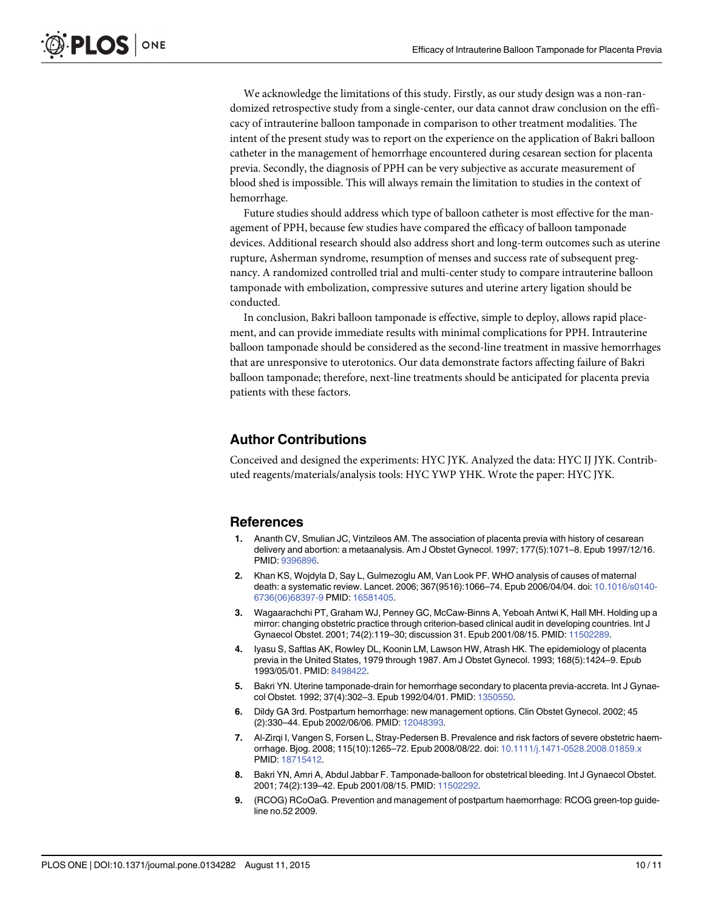We acknowledge the limitations of this study. Firstly, as our study design was a non-randomized retrospective study from a single-center, our data cannot draw conclusion on the efficacy of intrauterine balloon tamponade in comparison to other treatment modalities. The intent of the present study was to report on the experience on the application of Bakri balloon catheter in the management of hemorrhage encountered during cesarean section for placenta previa. Secondly, the diagnosis of PPH can be very subjective as accurate measurement of blood shed is impossible. This will always remain the limitation to studies in the context of hemorrhage.

Future studies should address which type of balloon catheter is most effective for the management of PPH, because few studies have compared the efficacy of balloon tamponade devices. Additional research should also address short and long-term outcomes such as uterine rupture, Asherman syndrome, resumption of menses and success rate of subsequent pregnancy. A randomized controlled trial and multi-center study to compare intrauterine balloon tamponade with embolization, compressive sutures and uterine artery ligation should be conducted.

In conclusion, Bakri balloon tamponade is effective, simple to deploy, allows rapid placement, and can provide immediate results with minimal complications for PPH. Intrauterine balloon tamponade should be considered as the second-line treatment in massive hemorrhages that are unresponsive to uterotonics. Our data demonstrate factors affecting failure of Bakri balloon tamponade; therefore, next-line treatments should be anticipated for placenta previa patients with these factors.

## Author Contributions

Conceived and designed the experiments: HYC JYK. Analyzed the data: HYC IJ JYK. Contributed reagents/materials/analysis tools: HYC YWP YHK. Wrote the paper: HYC JYK.

## References

1. Ananth CV, Smulian JC, Vintzileos AM. The association of placenta previa with history of cesarean delivery and abortion: a metaanalysis. Am J Obstet Gynecol. 1997; 177(5):1071–8. Epub 1997/12/16. PMID: 9396896.
2. Khan KS, Wojdyla D, Say L, Gulmezoglu AM, Van Look PF. WHO analysis of causes of maternal death: a systematic review. Lancet. 2006; 367(9516):1066–74. Epub 2006/04/04. doi: 10.1016/s0140-6736(06)68397-9 PMID: 16581405.
3. Wagaarachchi PT, Graham WJ, Penney GC, McCaw-Binns A, Yeboah Antwi K, Hall MH. Holding up a mirror: changing obstetric practice through criterion-based clinical audit in developing countries. Int J Gynaecol Obstet. 2001; 74(2):119–30; discussion 31. Epub 2001/08/15. PMID: 11502289.
4. Iyasu S, Saftlas AK, Rowley DL, Koonin LM, Lawson HW, Atrash HK. The epidemiology of placenta previa in the United States, 1979 through 1987. Am J Obstet Gynecol. 1993; 168(5):1424–9. Epub 1993/05/01. PMID: 8498422.
5. Bakri YN. Uterine tamponade-drain for hemorrhage secondary to placenta previa-accreta. Int J Gynaecol Obstet. 1992; 37(4):302–3. Epub 1992/04/01. PMID: 1350550.
6. Dildy GA 3rd. Postpartum hemorrhage: new management options. Clin Obstet Gynecol. 2002; 45 (2):330–44. Epub 2002/06/06. PMID: 12048393.
7. Al-Zirqi I, Vangen S, Forsen L, Stray-Pedersen B. Prevalence and risk factors of severe obstetric haemorrhage. Bjog. 2008; 115(10):1265–72. Epub 2008/08/22. doi: 10.1111/j.1471-0528.2008.01859.x PMID: 18715412.
8. Bakri YN, Amri A, Abdul Jabbar F. Tamponade-balloon for obstetrical bleeding. Int J Gynaecol Obstet. 2001; 74(2):139–42. Epub 2001/08/15. PMID: 11502292.
9. (RCOG) RCoOaG. Prevention and management of postpartum haemorrhage: RCOG green-top guideline no.52 2009.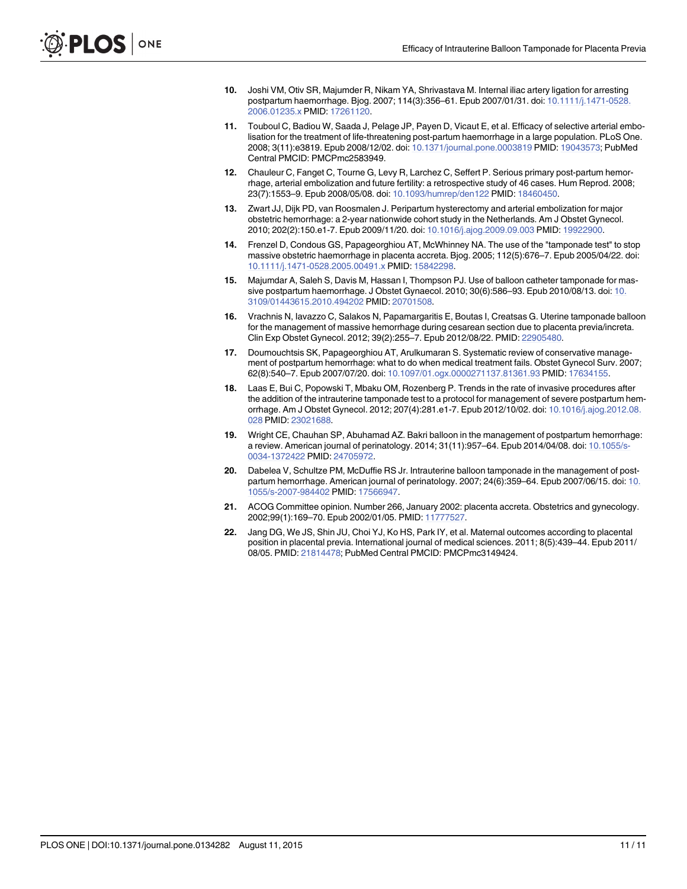10. Joshi VM, Otiv SR, Majumder R, Nikam YA, Shrivastava M. Internal iliac artery ligation for arresting postpartum haemorrhage. Bjog. 2007; 114(3):356–61. Epub 2007/01/31. doi: 10.1111/j.1471-0528.2006.01235.x PMID: 17261120.
11. Touboul C, Badiou W, Saada J, Pelage JP, Payen D, Vicaut E, et al. Efficacy of selective arterial embolisation for the treatment of life-threatening post-partum haemorrhage in a large population. PLoS One. 2008; 3(11):e3819. Epub 2008/12/02. doi: 10.1371/journal.pone.0003819 PMID: 19043573; PubMed Central PMCID: PMCPmc2583949.
12. Chauleur C, Fanget C, Tourne G, Levy R, Larchez C, Seffert P. Serious primary post-partum hemorrhage, arterial embolization and future fertility: a retrospective study of 46 cases. Hum Reprod. 2008; 23(7):1553–9. Epub 2008/05/08. doi: 10.1093/humrep/den122 PMID: 18460450.
13. Zwart JJ, Dijk PD, van Roosmalen J. Peripartum hysterectomy and arterial embolization for major obstetric hemorrhage: a 2-year nationwide cohort study in the Netherlands. Am J Obstet Gynecol. 2010; 202(2):150.e1-7. Epub 2009/11/20. doi: 10.1016/j.ajog.2009.09.003 PMID: 19922900.
14. Frenzel D, Condous GS, Papageorghiou AT, McWhinney NA. The use of the "tamponade test" to stop massive obstetric haemorrhage in placenta accreta. Bjog. 2005; 112(5):676–7. Epub 2005/04/22. doi: 10.1111/j.1471-0528.2005.00491.x PMID: 15842298.
15. Majumdar A, Saleh S, Davis M, Hassan I, Thompson PJ. Use of balloon catheter tamponade for massive postpartum haemorrhage. J Obstet Gynaecol. 2010; 30(6):586–93. Epub 2010/08/13. doi: 10.3109/01443615.2010.494202 PMID: 20701508.
16. Vrachnis N, Iavazzo C, Salakos N, Papamargaritis E, Boutas I, Creatsas G. Uterine tamponade balloon for the management of massive hemorrhage during cesarean section due to placenta previa/increta. Clin Exp Obstet Gynecol. 2012; 39(2):255–7. Epub 2012/08/22. PMID: 22905480.
17. Doumouchtsis SK, Papageorghiou AT, Arulkumaran S. Systematic review of conservative management of postpartum hemorrhage: what to do when medical treatment fails. Obstet Gynecol Surv. 2007; 62(8):540–7. Epub 2007/07/20. doi: 10.1097/01.ogx.0000271137.81361.93 PMID: 17634155.
18. Laas E, Bui C, Popowski T, Mbaku OM, Rozenberg P. Trends in the rate of invasive procedures after the addition of the intrauterine tamponade test to a protocol for management of severe postpartum hemorrhage. Am J Obstet Gynecol. 2012; 207(4):281.e1-7. Epub 2012/10/02. doi: 10.1016/j.ajog.2012.08.028 PMID: 23021688.
19. Wright CE, Chauhan SP, Abuhamad AZ. Bakri balloon in the management of postpartum hemorrhage: a review. American journal of perinatology. 2014; 31(11):957–64. Epub 2014/04/08. doi: 10.1055/s-0034-1372422 PMID: 24705972.
20. Dabelea V, Schultze PM, McDuffie RS Jr. Intrauterine balloon tamponade in the management of postpartum hemorrhage. American journal of perinatology. 2007; 24(6):359–64. Epub 2007/06/15. doi: 10.1055/s-2007-984402 PMID: 17566947.
21. ACOG Committee opinion. Number 266, January 2002: placenta accreta. Obstetrics and gynecology. 2002;99(1):169–70. Epub 2002/01/05. PMID: 11777527.
22. Jang DG, We JS, Shin JU, Choi YJ, Ko HS, Park IY, et al. Maternal outcomes according to placental position in placental previa. International journal of medical sciences. 2011; 8(5):439–44. Epub 2011/08/05. PMID: 21814478; PubMed Central PMCID: PMCPmc3149424.